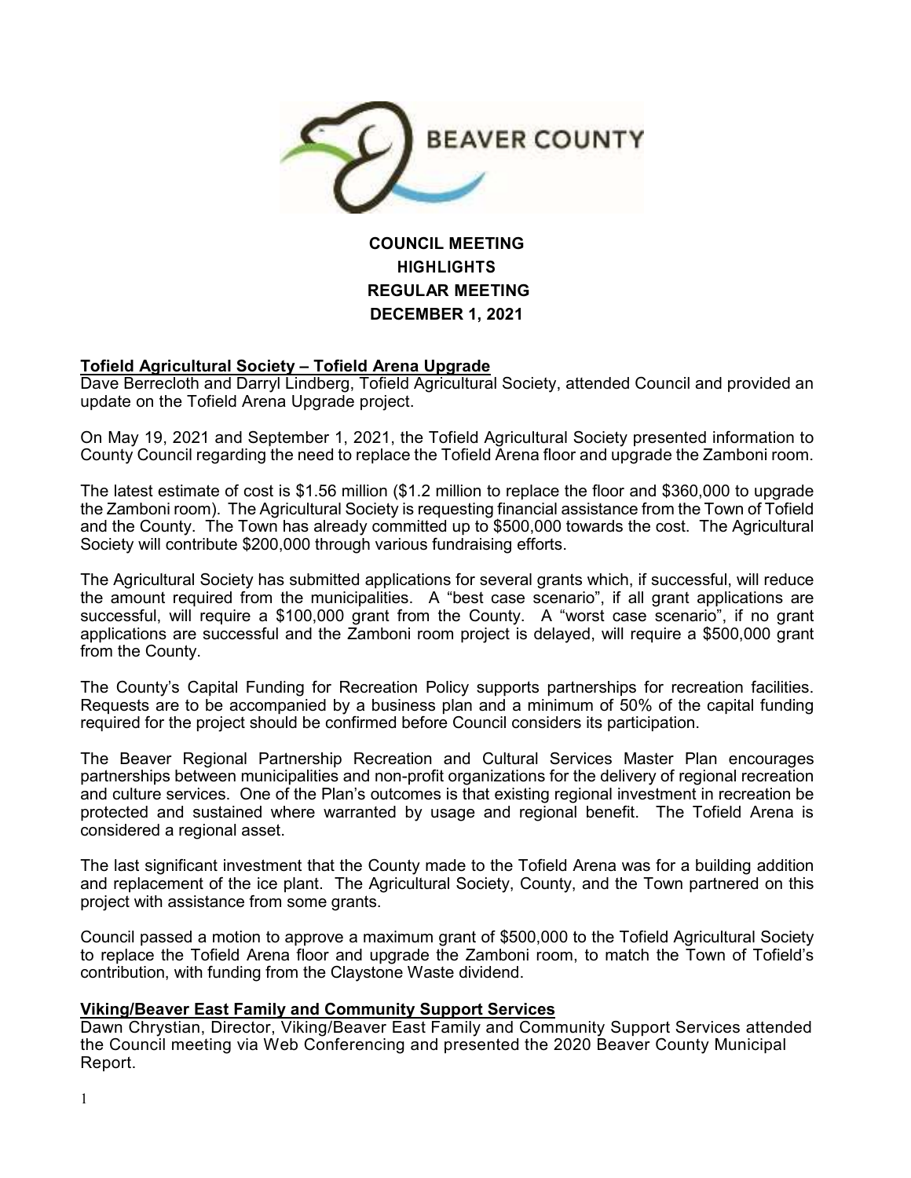BEAVER COUNTY

**COUNCIL MEETING**
**HIGHLIGHTS**
**REGULAR MEETING**
**DECEMBER 1, 2021**

## Tofield Agricultural Society – Tofield Arena Upgrade

Dave Berrecloth and Darryl Lindberg, Tofield Agricultural Society, attended Council and provided an update on the Tofield Arena Upgrade project.

On May 19, 2021 and September 1, 2021, the Tofield Agricultural Society presented information to County Council regarding the need to replace the Tofield Arena floor and upgrade the Zamboni room.

The latest estimate of cost is $1.56 million ($1.2 million to replace the floor and $360,000 to upgrade the Zamboni room). The Agricultural Society is requesting financial assistance from the Town of Tofield and the County. The Town has already committed up to $500,000 towards the cost. The Agricultural Society will contribute $200,000 through various fundraising efforts.

The Agricultural Society has submitted applications for several grants which, if successful, will reduce the amount required from the municipalities. A "best case scenario", if all grant applications are successful, will require a $100,000 grant from the County. A "worst case scenario", if no grant applications are successful and the Zamboni room project is delayed, will require a $500,000 grant from the County.

The County's Capital Funding for Recreation Policy supports partnerships for recreation facilities. Requests are to be accompanied by a business plan and a minimum of 50% of the capital funding required for the project should be confirmed before Council considers its participation.

The Beaver Regional Partnership Recreation and Cultural Services Master Plan encourages partnerships between municipalities and non-profit organizations for the delivery of regional recreation and culture services. One of the Plan's outcomes is that existing regional investment in recreation be protected and sustained where warranted by usage and regional benefit. The Tofield Arena is considered a regional asset.

The last significant investment that the County made to the Tofield Arena was for a building addition and replacement of the ice plant. The Agricultural Society, County, and the Town partnered on this project with assistance from some grants.

Council passed a motion to approve a maximum grant of $500,000 to the Tofield Agricultural Society to replace the Tofield Arena floor and upgrade the Zamboni room, to match the Town of Tofield's contribution, with funding from the Claystone Waste dividend.

## Viking/Beaver East Family and Community Support Services

Dawn Chrystian, Director, Viking/Beaver East Family and Community Support Services attended the Council meeting via Web Conferencing and presented the 2020 Beaver County Municipal Report.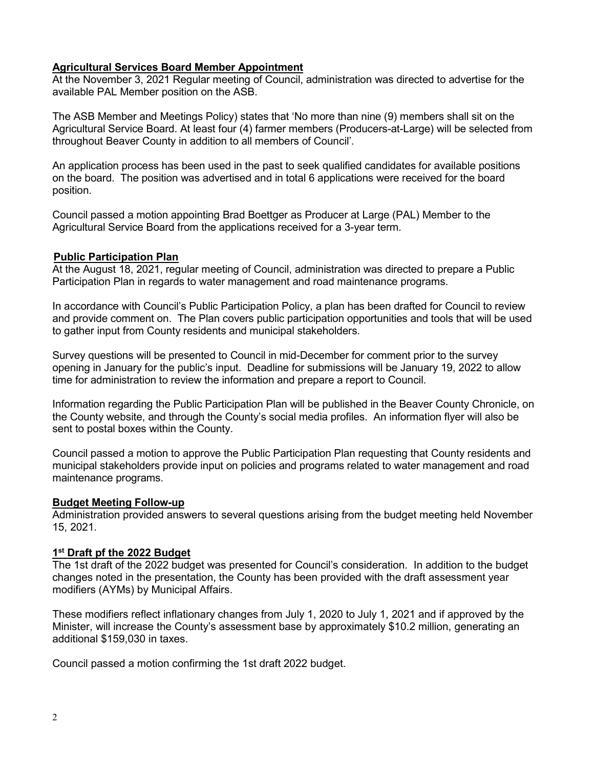**Agricultural Services Board Member Appointment**

At the November 3, 2021 Regular meeting of Council, administration was directed to advertise for the available PAL Member position on the ASB.

The ASB Member and Meetings Policy) states that 'No more than nine (9) members shall sit on the Agricultural Service Board. At least four (4) farmer members (Producers-at-Large) will be selected from throughout Beaver County in addition to all members of Council'.

An application process has been used in the past to seek qualified candidates for available positions on the board. The position was advertised and in total 6 applications were received for the board position.

Council passed a motion appointing Brad Boettger as Producer at Large (PAL) Member to the Agricultural Service Board from the applications received for a 3-year term.

**Public Participation Plan**

At the August 18, 2021, regular meeting of Council, administration was directed to prepare a Public Participation Plan in regards to water management and road maintenance programs.

In accordance with Council's Public Participation Policy, a plan has been drafted for Council to review and provide comment on. The Plan covers public participation opportunities and tools that will be used to gather input from County residents and municipal stakeholders.

Survey questions will be presented to Council in mid-December for comment prior to the survey opening in January for the public's input. Deadline for submissions will be January 19, 2022 to allow time for administration to review the information and prepare a report to Council.

Information regarding the Public Participation Plan will be published in the Beaver County Chronicle, on the County website, and through the County's social media profiles. An information flyer will also be sent to postal boxes within the County.

Council passed a motion to approve the Public Participation Plan requesting that County residents and municipal stakeholders provide input on policies and programs related to water management and road maintenance programs.

**Budget Meeting Follow-up**

Administration provided answers to several questions arising from the budget meeting held November 15, 2021.

**1st Draft pf the 2022 Budget**

The 1st draft of the 2022 budget was presented for Council's consideration. In addition to the budget changes noted in the presentation, the County has been provided with the draft assessment year modifiers (AYMs) by Municipal Affairs.

These modifiers reflect inflationary changes from July 1, 2020 to July 1, 2021 and if approved by the Minister, will increase the County's assessment base by approximately $10.2 million, generating an additional $159,030 in taxes.

Council passed a motion confirming the 1st draft 2022 budget.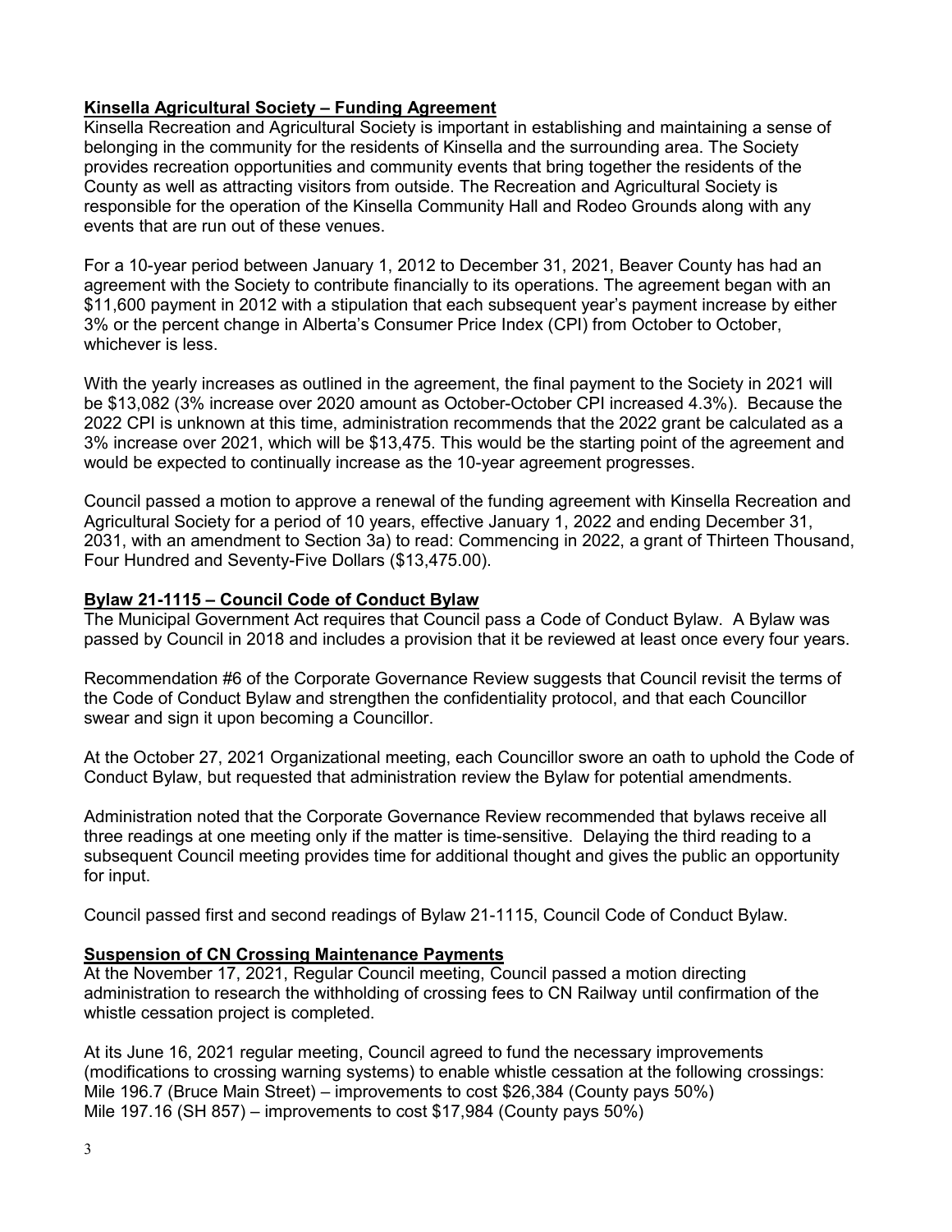## Kinsella Agricultural Society – Funding Agreement

Kinsella Recreation and Agricultural Society is important in establishing and maintaining a sense of belonging in the community for the residents of Kinsella and the surrounding area. The Society provides recreation opportunities and community events that bring together the residents of the County as well as attracting visitors from outside. The Recreation and Agricultural Society is responsible for the operation of the Kinsella Community Hall and Rodeo Grounds along with any events that are run out of these venues.

For a 10-year period between January 1, 2012 to December 31, 2021, Beaver County has had an agreement with the Society to contribute financially to its operations. The agreement began with an $11,600 payment in 2012 with a stipulation that each subsequent year's payment increase by either 3% or the percent change in Alberta's Consumer Price Index (CPI) from October to October, whichever is less.

With the yearly increases as outlined in the agreement, the final payment to the Society in 2021 will be $13,082 (3% increase over 2020 amount as October-October CPI increased 4.3%). Because the 2022 CPI is unknown at this time, administration recommends that the 2022 grant be calculated as a 3% increase over 2021, which will be $13,475. This would be the starting point of the agreement and would be expected to continually increase as the 10-year agreement progresses.

Council passed a motion to approve a renewal of the funding agreement with Kinsella Recreation and Agricultural Society for a period of 10 years, effective January 1, 2022 and ending December 31, 2031, with an amendment to Section 3a) to read: Commencing in 2022, a grant of Thirteen Thousand, Four Hundred and Seventy-Five Dollars ($13,475.00).

## Bylaw 21-1115 – Council Code of Conduct Bylaw

The Municipal Government Act requires that Council pass a Code of Conduct Bylaw. A Bylaw was passed by Council in 2018 and includes a provision that it be reviewed at least once every four years.

Recommendation #6 of the Corporate Governance Review suggests that Council revisit the terms of the Code of Conduct Bylaw and strengthen the confidentiality protocol, and that each Councillor swear and sign it upon becoming a Councillor.

At the October 27, 2021 Organizational meeting, each Councillor swore an oath to uphold the Code of Conduct Bylaw, but requested that administration review the Bylaw for potential amendments.

Administration noted that the Corporate Governance Review recommended that bylaws receive all three readings at one meeting only if the matter is time-sensitive. Delaying the third reading to a subsequent Council meeting provides time for additional thought and gives the public an opportunity for input.

Council passed first and second readings of Bylaw 21-1115, Council Code of Conduct Bylaw.

## Suspension of CN Crossing Maintenance Payments

At the November 17, 2021, Regular Council meeting, Council passed a motion directing administration to research the withholding of crossing fees to CN Railway until confirmation of the whistle cessation project is completed.

At its June 16, 2021 regular meeting, Council agreed to fund the necessary improvements (modifications to crossing warning systems) to enable whistle cessation at the following crossings:
Mile 196.7 (Bruce Main Street) – improvements to cost $26,384 (County pays 50%)
Mile 197.16 (SH 857) – improvements to cost $17,984 (County pays 50%)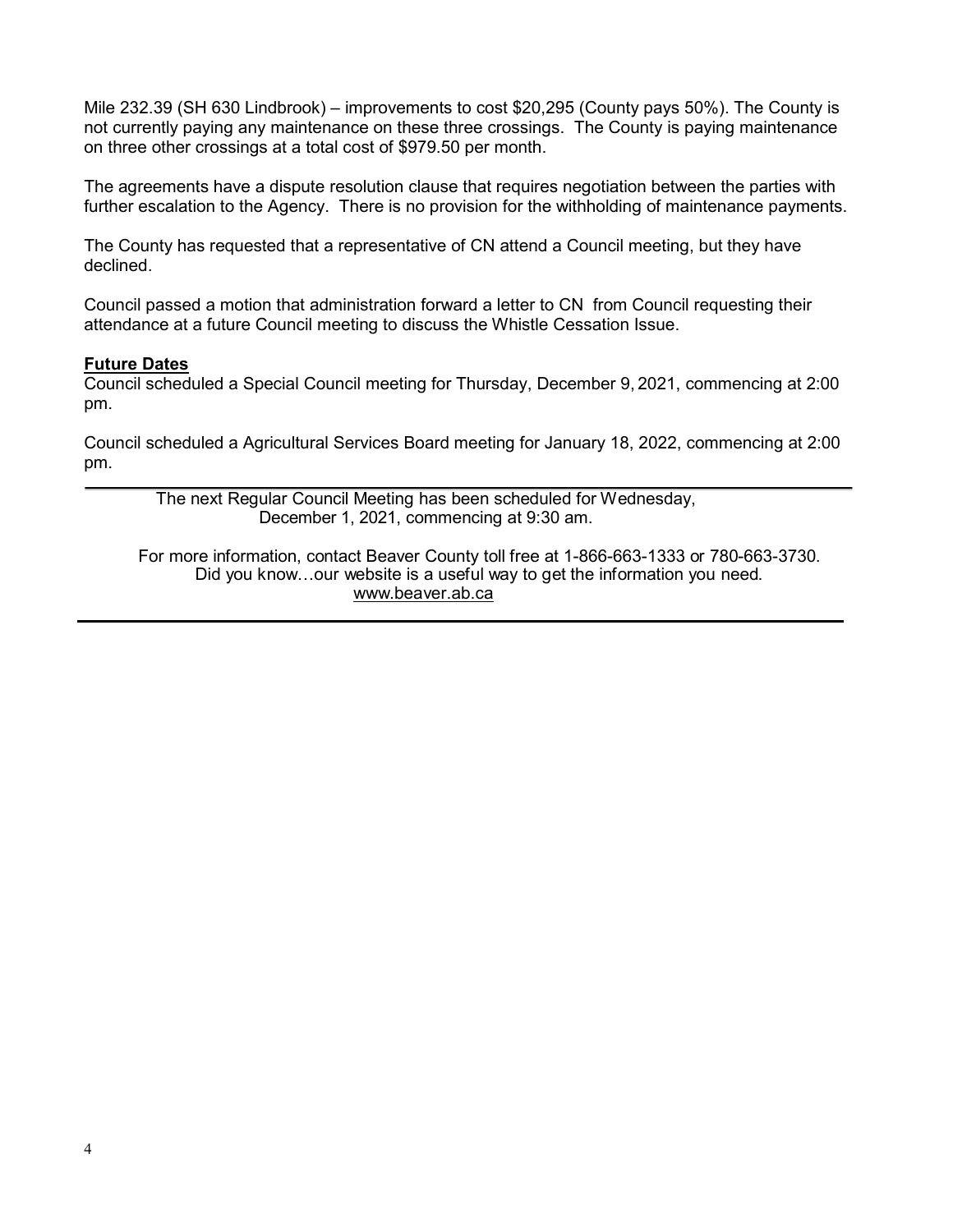Mile 232.39 (SH 630 Lindbrook) – improvements to cost $20,295 (County pays 50%). The County is not currently paying any maintenance on these three crossings. The County is paying maintenance on three other crossings at a total cost of $979.50 per month.

The agreements have a dispute resolution clause that requires negotiation between the parties with further escalation to the Agency. There is no provision for the withholding of maintenance payments.

The County has requested that a representative of CN attend a Council meeting, but they have declined.

Council passed a motion that administration forward a letter to CN from Council requesting their attendance at a future Council meeting to discuss the Whistle Cessation Issue.

**Future Dates**

Council scheduled a Special Council meeting for Thursday, December 9, 2021, commencing at 2:00 pm.

Council scheduled a Agricultural Services Board meeting for January 18, 2022, commencing at 2:00 pm.

---

The next Regular Council Meeting has been scheduled for Wednesday, December 1, 2021, commencing at 9:30 am.

For more information, contact Beaver County toll free at 1-866-663-1333 or 780-663-3730.
Did you know…our website is a useful way to get the information you need.
www.beaver.ab.ca

---